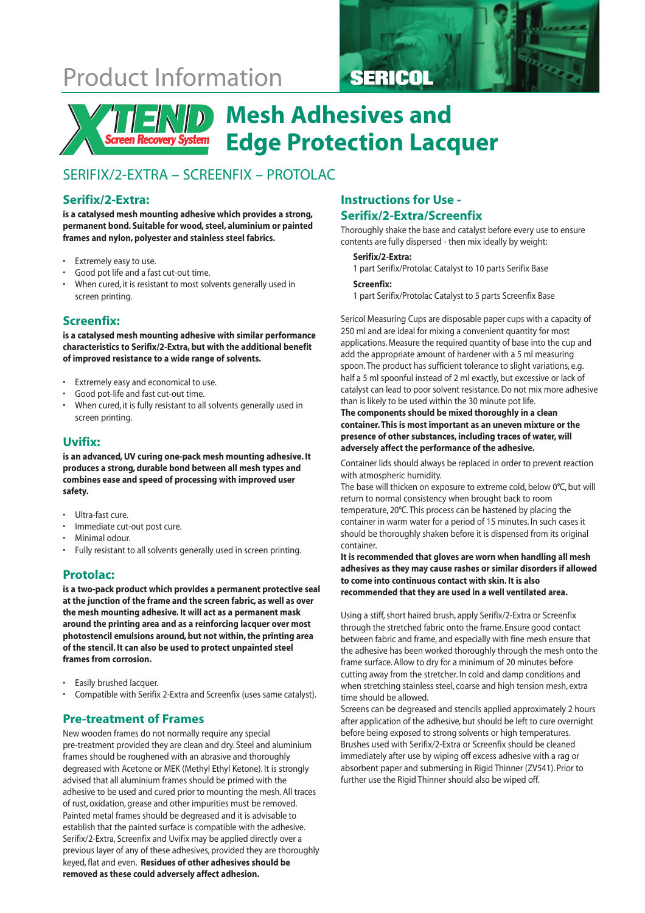# Product Information

SERICOL

XTEND Screen Recovery System

# Mesh Adhesives and Edge Protection Lacquer

## SERIFIX/2-EXTRA – SCREENFIX – PROTOLAC

### Serifix/2-Extra:

**is a catalysed mesh mounting adhesive which provides a strong, permanent bond. Suitable for wood, steel, aluminium or painted frames and nylon, polyester and stainless steel fabrics.**

- Extremely easy to use.
- Good pot life and a fast cut-out time.
- When cured, it is resistant to most solvents generally used in screen printing.

### Screenfix:

**is a catalysed mesh mounting adhesive with similar performance characteristics to Serifix/2-Extra, but with the additional benefit of improved resistance to a wide range of solvents.**

- Extremely easy and economical to use.
- Good pot-life and fast cut-out time.
- When cured, it is fully resistant to all solvents generally used in screen printing.

### Uvifix:

**is an advanced, UV curing one-pack mesh mounting adhesive. It produces a strong, durable bond between all mesh types and combines ease and speed of processing with improved user safety.**

- Ultra-fast cure.
- Immediate cut-out post cure.
- Minimal odour.
- Fully resistant to all solvents generally used in screen printing.

### Protolac:

**is a two-pack product which provides a permanent protective seal at the junction of the frame and the screen fabric, as well as over the mesh mounting adhesive. It will act as a permanent mask around the printing area and as a reinforcing lacquer over most photostencil emulsions around, but not within, the printing area of the stencil. It can also be used to protect unpainted steel frames from corrosion.**

- Easily brushed lacquer.
- Compatible with Serifix 2-Extra and Screenfix (uses same catalyst).

### Pre-treatment of Frames

New wooden frames do not normally require any special pre-treatment provided they are clean and dry. Steel and aluminium frames should be roughened with an abrasive and thoroughly degreased with Acetone or MEK (Methyl Ethyl Ketone). It is strongly advised that all aluminium frames should be primed with the adhesive to be used and cured prior to mounting the mesh. All traces of rust, oxidation, grease and other impurities must be removed. Painted metal frames should be degreased and it is advisable to establish that the painted surface is compatible with the adhesive. Serifix/2-Extra, Screenfix and Uvifix may be applied directly over a previous layer of any of these adhesives, provided they are thoroughly keyed, flat and even. **Residues of other adhesives should be removed as these could adversely affect adhesion.**

### Instructions for Use - Serifix/2-Extra/Screenfix

Thoroughly shake the base and catalyst before every use to ensure contents are fully dispersed - then mix ideally by weight:

**Serifix/2-Extra:**
1 part Serifix/Protolac Catalyst to 10 parts Serifix Base

**Screenfix:**
1 part Serifix/Protolac Catalyst to 5 parts Screenfix Base

Sericol Measuring Cups are disposable paper cups with a capacity of 250 ml and are ideal for mixing a convenient quantity for most applications. Measure the required quantity of base into the cup and add the appropriate amount of hardener with a 5 ml measuring spoon. The product has sufficient tolerance to slight variations, e.g. half a 5 ml spoonful instead of 2 ml exactly, but excessive or lack of catalyst can lead to poor solvent resistance. Do not mix more adhesive than is likely to be used within the 30 minute pot life.
**The components should be mixed thoroughly in a clean container. This is most important as an uneven mixture or the presence of other substances, including traces of water, will adversely affect the performance of the adhesive.**

Container lids should always be replaced in order to prevent reaction with atmospheric humidity.
The base will thicken on exposure to extreme cold, below 0°C, but will return to normal consistency when brought back to room temperature, 20°C. This process can be hastened by placing the container in warm water for a period of 15 minutes. In such cases it should be thoroughly shaken before it is dispensed from its original container.
**It is recommended that gloves are worn when handling all mesh adhesives as they may cause rashes or similar disorders if allowed to come into continuous contact with skin. It is also recommended that they are used in a well ventilated area.**

Using a stiff, short haired brush, apply Serifix/2-Extra or Screenfix through the stretched fabric onto the frame. Ensure good contact between fabric and frame, and especially with fine mesh ensure that the adhesive has been worked thoroughly through the mesh onto the frame surface. Allow to dry for a minimum of 20 minutes before cutting away from the stretcher. In cold and damp conditions and when stretching stainless steel, coarse and high tension mesh, extra time should be allowed.
Screens can be degreased and stencils applied approximately 2 hours after application of the adhesive, but should be left to cure overnight before being exposed to strong solvents or high temperatures.
Brushes used with Serifix/2-Extra or Screenfix should be cleaned immediately after use by wiping off excess adhesive with a rag or absorbent paper and submersing in Rigid Thinner (ZV541). Prior to further use the Rigid Thinner should also be wiped off.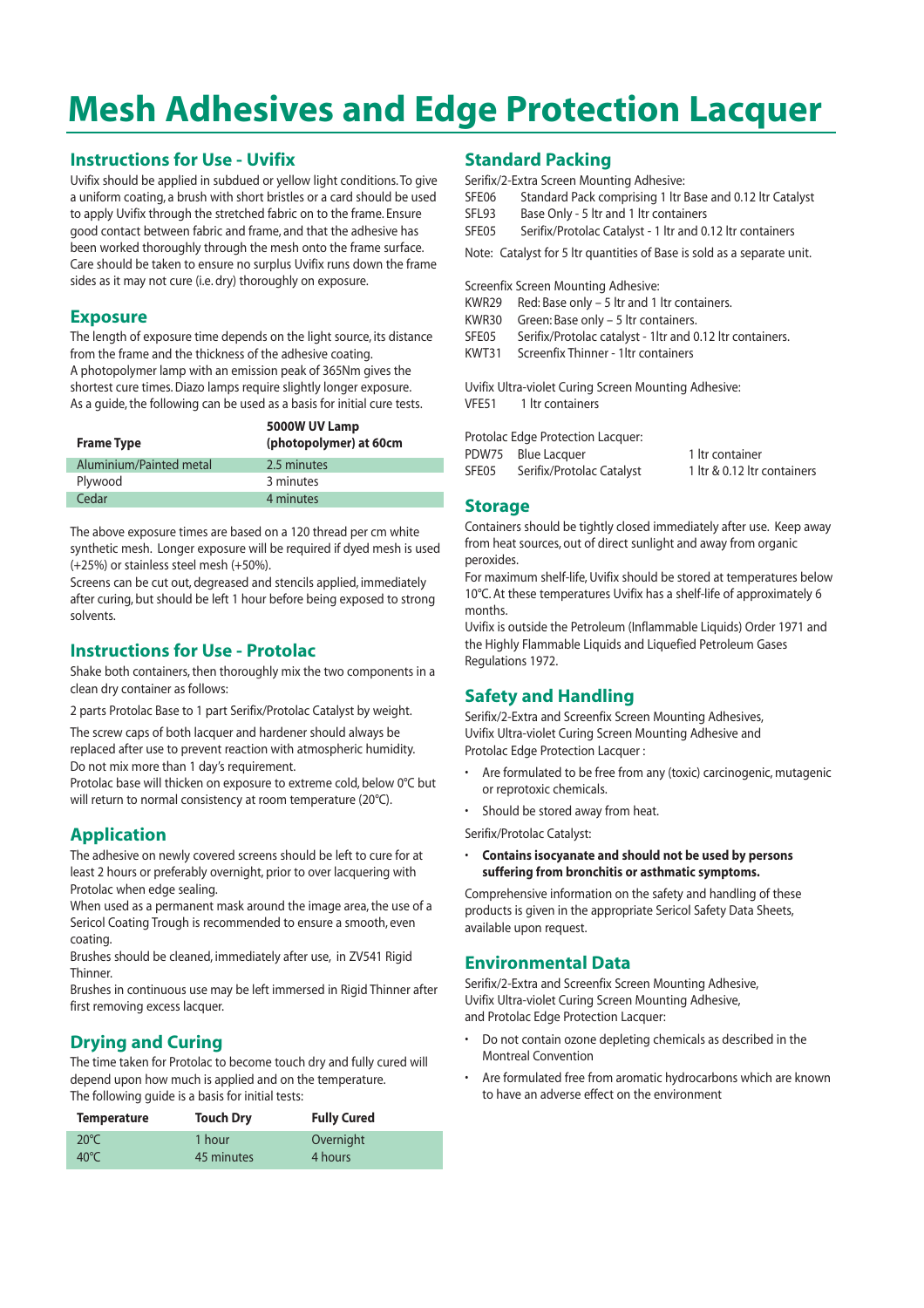# Mesh Adhesives and Edge Protection Lacquer

## Instructions for Use - Uvifix

Uvifix should be applied in subdued or yellow light conditions. To give a uniform coating, a brush with short bristles or a card should be used to apply Uvifix through the stretched fabric on to the frame. Ensure good contact between fabric and frame, and that the adhesive has been worked thoroughly through the mesh onto the frame surface. Care should be taken to ensure no surplus Uvifix runs down the frame sides as it may not cure (i.e. dry) thoroughly on exposure.

## Exposure

The length of exposure time depends on the light source, its distance from the frame and the thickness of the adhesive coating. A photopolymer lamp with an emission peak of 365Nm gives the shortest cure times. Diazo lamps require slightly longer exposure. As a guide, the following can be used as a basis for initial cure tests.

| Frame Type | 5000W UV Lamp (photopolymer) at 60cm |
|---|---|
| Aluminium/Painted metal | 2.5 minutes |
| Plywood | 3 minutes |
| Cedar | 4 minutes |

The above exposure times are based on a 120 thread per cm white synthetic mesh. Longer exposure will be required if dyed mesh is used (+25%) or stainless steel mesh (+50%).

Screens can be cut out, degreased and stencils applied, immediately after curing, but should be left 1 hour before being exposed to strong solvents.

## Instructions for Use - Protolac

Shake both containers, then thoroughly mix the two components in a clean dry container as follows:

2 parts Protolac Base to 1 part Serifix/Protolac Catalyst by weight.

The screw caps of both lacquer and hardener should always be replaced after use to prevent reaction with atmospheric humidity. Do not mix more than 1 day's requirement.

Protolac base will thicken on exposure to extreme cold, below 0°C but will return to normal consistency at room temperature (20°C).

## Application

The adhesive on newly covered screens should be left to cure for at least 2 hours or preferably overnight, prior to over lacquering with Protolac when edge sealing.

When used as a permanent mask around the image area, the use of a Sericol Coating Trough is recommended to ensure a smooth, even coating.

Brushes should be cleaned, immediately after use, in ZV541 Rigid Thinner.

Brushes in continuous use may be left immersed in Rigid Thinner after first removing excess lacquer.

## Drying and Curing

The time taken for Protolac to become touch dry and fully cured will depend upon how much is applied and on the temperature.

The following guide is a basis for initial tests:

| Temperature | Touch Dry | Fully Cured |
|---|---|---|
| 20°C | 1 hour | Overnight |
| 40°C | 45 minutes | 4 hours |

## Standard Packing

Serifix/2-Extra Screen Mounting Adhesive:

| | |
|---|---|
| SFE06 | Standard Pack comprising 1 ltr Base and 0.12 ltr Catalyst |
| SFL93 | Base Only - 5 ltr and 1 ltr containers |
| SFE05 | Serifix/Protolac Catalyst - 1 ltr and 0.12 ltr containers |

Note: Catalyst for 5 ltr quantities of Base is sold as a separate unit.

Screenfix Screen Mounting Adhesive:

| | |
|---|---|
| KWR29 | Red: Base only – 5 ltr and 1 ltr containers. |
| KWR30 | Green: Base only – 5 ltr containers. |
| SFE05 | Serifix/Protolac catalyst - 1ltr and 0.12 ltr containers. |
| KWT31 | Screenfix Thinner - 1ltr containers |

Uvifix Ultra-violet Curing Screen Mounting Adhesive:

VFE51 1 ltr containers

Protolac Edge Protection Lacquer:

| | | |
|---|---|---|
| PDW75 | Blue Lacquer | 1 ltr container |
| SFE05 | Serifix/Protolac Catalyst | 1 ltr & 0.12 ltr containers |

## Storage

Containers should be tightly closed immediately after use. Keep away from heat sources, out of direct sunlight and away from organic peroxides.

For maximum shelf-life, Uvifix should be stored at temperatures below 10°C. At these temperatures Uvifix has a shelf-life of approximately 6 months.

Uvifix is outside the Petroleum (Inflammable Liquids) Order 1971 and the Highly Flammable Liquids and Liquefied Petroleum Gases Regulations 1972.

## Safety and Handling

Serifix/2-Extra and Screenfix Screen Mounting Adhesives, Uvifix Ultra-violet Curing Screen Mounting Adhesive and Protolac Edge Protection Lacquer :

- Are formulated to be free from any (toxic) carcinogenic, mutagenic or reprotoxic chemicals.
- Should be stored away from heat.

Serifix/Protolac Catalyst:

- **Contains isocyanate and should not be used by persons suffering from bronchitis or asthmatic symptoms.**

Comprehensive information on the safety and handling of these products is given in the appropriate Sericol Safety Data Sheets, available upon request.

## Environmental Data

Serifix/2-Extra and Screenfix Screen Mounting Adhesive, Uvifix Ultra-violet Curing Screen Mounting Adhesive, and Protolac Edge Protection Lacquer:

- Do not contain ozone depleting chemicals as described in the Montreal Convention
- Are formulated free from aromatic hydrocarbons which are known to have an adverse effect on the environment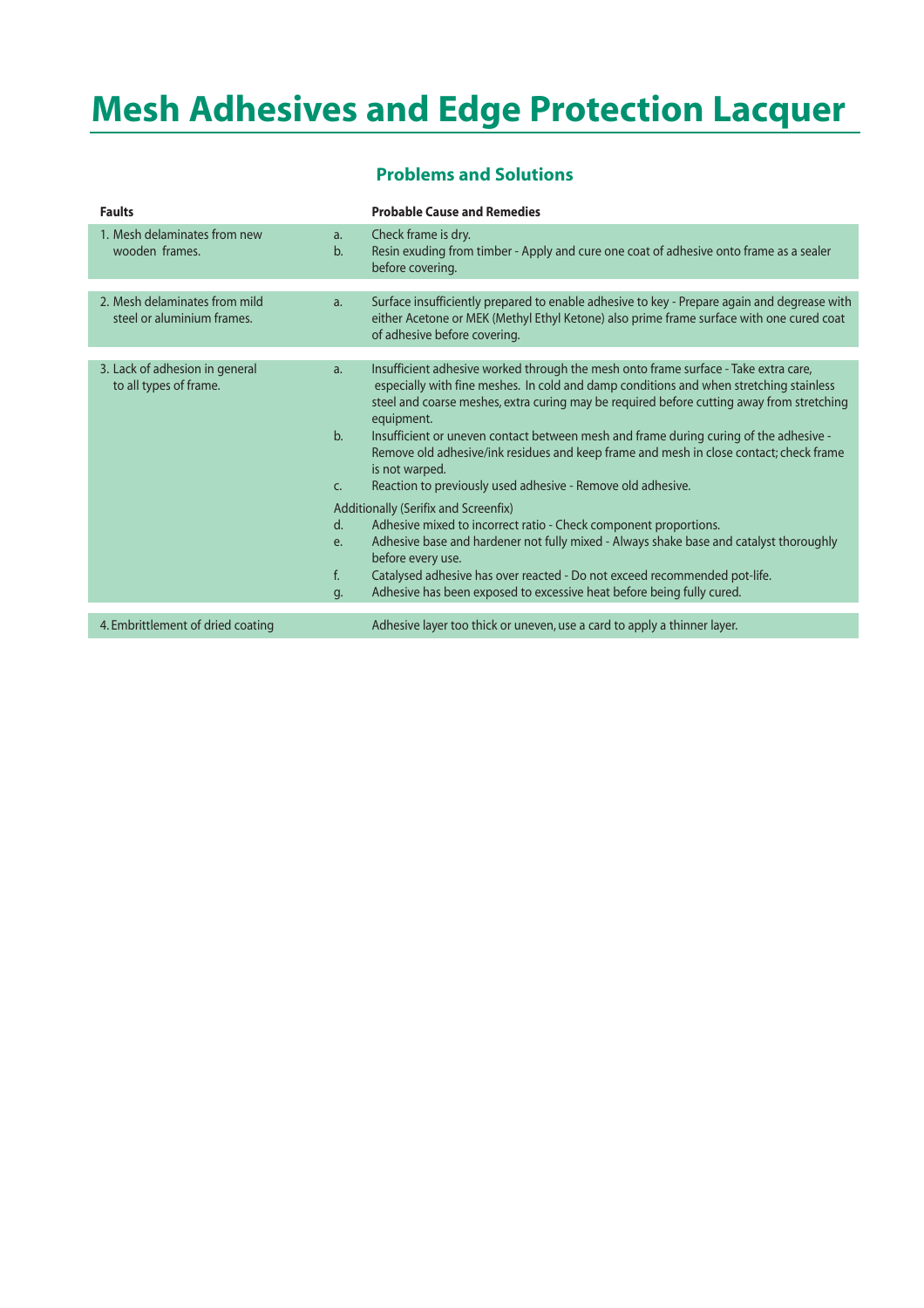# Mesh Adhesives and Edge Protection Lacquer

## Problems and Solutions

| Faults | | Probable Cause and Remedies |
|---|---|---|
| 1. Mesh delaminates from new wooden frames. | a. | Check frame is dry. |
| | b. | Resin exuding from timber - Apply and cure one coat of adhesive onto frame as a sealer before covering. |
| 2. Mesh delaminates from mild steel or aluminium frames. | a. | Surface insufficiently prepared to enable adhesive to key - Prepare again and degrease with either Acetone or MEK (Methyl Ethyl Ketone) also prime frame surface with one cured coat of adhesive before covering. |
| 3. Lack of adhesion in general to all types of frame. | a. | Insufficient adhesive worked through the mesh onto frame surface - Take extra care, especially with fine meshes. In cold and damp conditions and when stretching stainless steel and coarse meshes, extra curing may be required before cutting away from stretching equipment. |
| | b. | Insufficient or uneven contact between mesh and frame during curing of the adhesive - Remove old adhesive/ink residues and keep frame and mesh in close contact; check frame is not warped. |
| | c. | Reaction to previously used adhesive - Remove old adhesive. |
| | | Additionally (Serifix and Screenfix) |
| | d. | Adhesive mixed to incorrect ratio - Check component proportions. |
| | e. | Adhesive base and hardener not fully mixed - Always shake base and catalyst thoroughly before every use. |
| | f. | Catalysed adhesive has over reacted - Do not exceed recommended pot-life. |
| | g. | Adhesive has been exposed to excessive heat before being fully cured. |
| 4. Embrittlement of dried coating | | Adhesive layer too thick or uneven, use a card to apply a thinner layer. |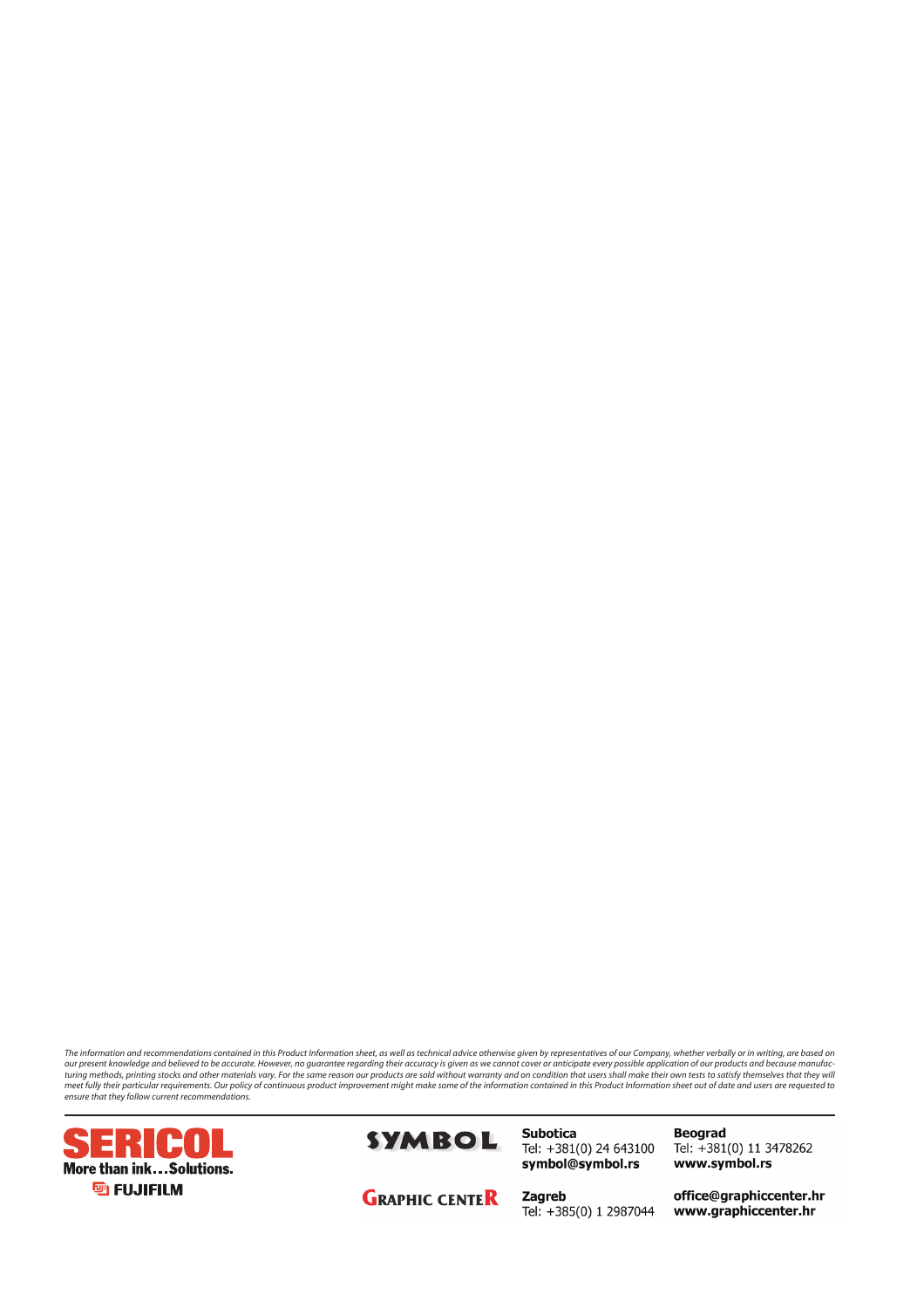*The information and recommendations contained in this Product Information sheet, as well as technical advice otherwise given by representatives of our Company, whether verbally or in writing, are based on our present knowledge and believed to be accurate. However, no guarantee regarding their accuracy is given as we cannot cover or anticipate every possible application of our products and because manufacturing methods, printing stocks and other materials vary. For the same reason our products are sold without warranty and on condition that users shall make their own tests to satisfy themselves that they will meet fully their particular requirements. Our policy of continuous product improvement might make some of the information contained in this Product Information sheet out of date and users are requested to ensure that they follow current recommendations.*

**SERICOL**
**More than ink…Solutions.**
**FUJIFILM**

**SYMBOL**

**Subotica**
Tel: +381(0) 24 643100
**symbol@symbol.rs**

**Beograd**
Tel: +381(0) 11 3478262
**www.symbol.rs**

**GRAPHIC CENTER**

**Zagreb**
Tel: +385(0) 1 2987044

**office@graphiccenter.hr**
**www.graphiccenter.hr**